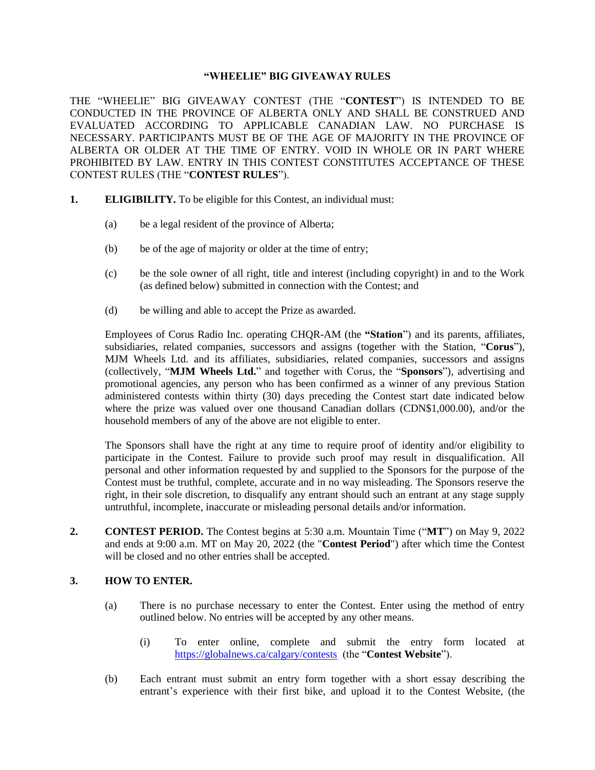# "WHEELIE" BIG GIVEAWAY RULES

THE "WHEELIE" BIG GIVEAWAY CONTEST (THE "**CONTEST**") IS INTENDED TO BE CONDUCTED IN THE PROVINCE OF ALBERTA ONLY AND SHALL BE CONSTRUED AND EVALUATED ACCORDING TO APPLICABLE CANADIAN LAW. NO PURCHASE IS NECESSARY. PARTICIPANTS MUST BE OF THE AGE OF MAJORITY IN THE PROVINCE OF ALBERTA OR OLDER AT THE TIME OF ENTRY. VOID IN WHOLE OR IN PART WHERE PROHIBITED BY LAW. ENTRY IN THIS CONTEST CONSTITUTES ACCEPTANCE OF THESE CONTEST RULES (THE "**CONTEST RULES**").

**1. ELIGIBILITY.** To be eligible for this Contest, an individual must:

(a) be a legal resident of the province of Alberta;

(b) be of the age of majority or older at the time of entry;

(c) be the sole owner of all right, title and interest (including copyright) in and to the Work (as defined below) submitted in connection with the Contest; and

(d) be willing and able to accept the Prize as awarded.

Employees of Corus Radio Inc. operating CHQR-AM (the **"Station"**) and its parents, affiliates, subsidiaries, related companies, successors and assigns (together with the Station, "**Corus**"), MJM Wheels Ltd. and its affiliates, subsidiaries, related companies, successors and assigns (collectively, "**MJM Wheels Ltd.**" and together with Corus, the "**Sponsors**"), advertising and promotional agencies, any person who has been confirmed as a winner of any previous Station administered contests within thirty (30) days preceding the Contest start date indicated below where the prize was valued over one thousand Canadian dollars (CDN$1,000.00), and/or the household members of any of the above are not eligible to enter.

The Sponsors shall have the right at any time to require proof of identity and/or eligibility to participate in the Contest. Failure to provide such proof may result in disqualification. All personal and other information requested by and supplied to the Sponsors for the purpose of the Contest must be truthful, complete, accurate and in no way misleading. The Sponsors reserve the right, in their sole discretion, to disqualify any entrant should such an entrant at any stage supply untruthful, incomplete, inaccurate or misleading personal details and/or information.

**2. CONTEST PERIOD.** The Contest begins at 5:30 a.m. Mountain Time ("**MT**") on May 9, 2022 and ends at 9:00 a.m. MT on May 20, 2022 (the "**Contest Period**") after which time the Contest will be closed and no other entries shall be accepted.

**3. HOW TO ENTER.**

(a) There is no purchase necessary to enter the Contest. Enter using the method of entry outlined below. No entries will be accepted by any other means.

(i) To enter online, complete and submit the entry form located at https://globalnews.ca/calgary/contests (the "**Contest Website**").

(b) Each entrant must submit an entry form together with a short essay describing the entrant's experience with their first bike, and upload it to the Contest Website, (the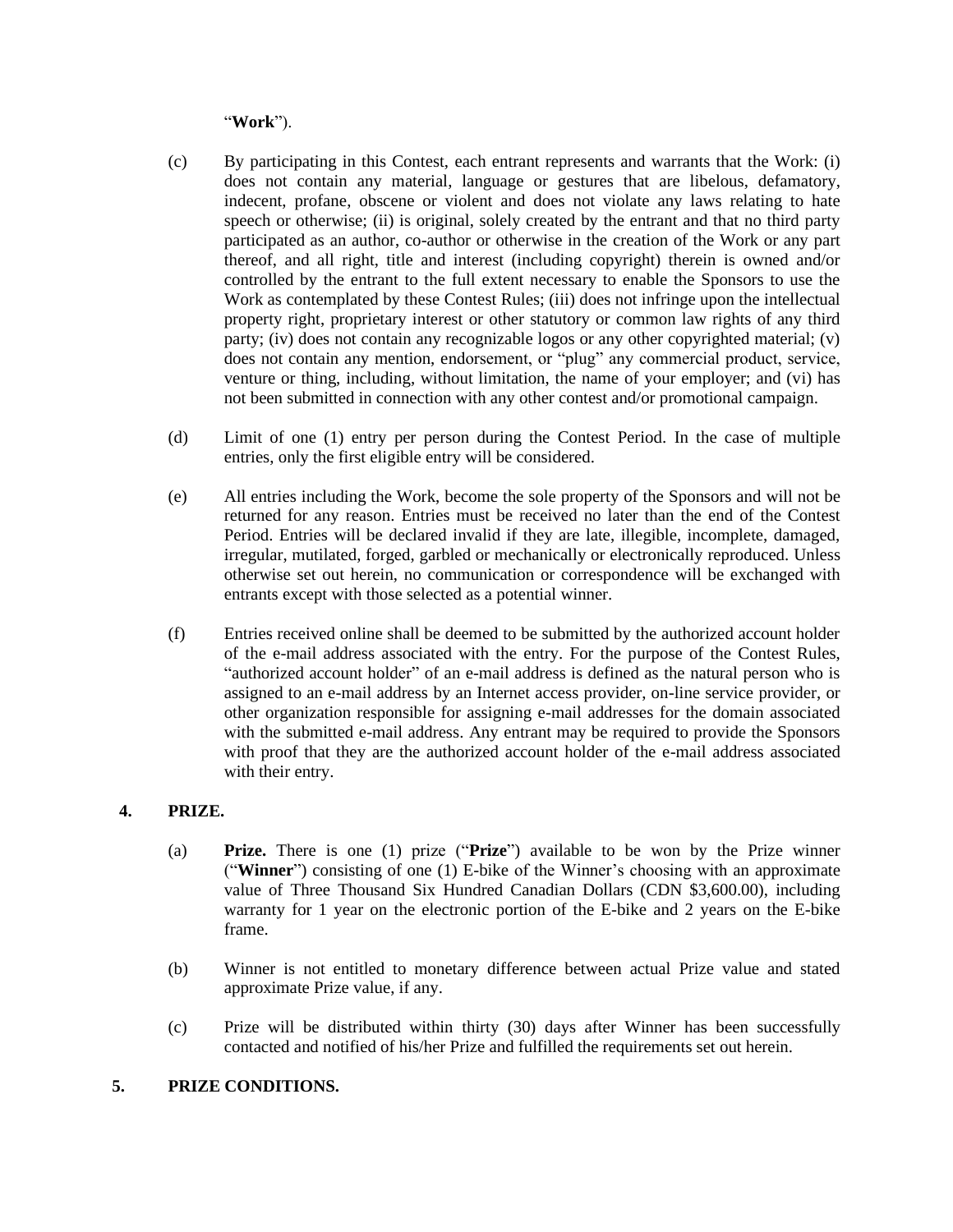"**Work**").

(c) By participating in this Contest, each entrant represents and warrants that the Work: (i) does not contain any material, language or gestures that are libelous, defamatory, indecent, profane, obscene or violent and does not violate any laws relating to hate speech or otherwise; (ii) is original, solely created by the entrant and that no third party participated as an author, co-author or otherwise in the creation of the Work or any part thereof, and all right, title and interest (including copyright) therein is owned and/or controlled by the entrant to the full extent necessary to enable the Sponsors to use the Work as contemplated by these Contest Rules; (iii) does not infringe upon the intellectual property right, proprietary interest or other statutory or common law rights of any third party; (iv) does not contain any recognizable logos or any other copyrighted material; (v) does not contain any mention, endorsement, or "plug" any commercial product, service, venture or thing, including, without limitation, the name of your employer; and (vi) has not been submitted in connection with any other contest and/or promotional campaign.

(d) Limit of one (1) entry per person during the Contest Period. In the case of multiple entries, only the first eligible entry will be considered.

(e) All entries including the Work, become the sole property of the Sponsors and will not be returned for any reason. Entries must be received no later than the end of the Contest Period. Entries will be declared invalid if they are late, illegible, incomplete, damaged, irregular, mutilated, forged, garbled or mechanically or electronically reproduced. Unless otherwise set out herein, no communication or correspondence will be exchanged with entrants except with those selected as a potential winner.

(f) Entries received online shall be deemed to be submitted by the authorized account holder of the e-mail address associated with the entry. For the purpose of the Contest Rules, "authorized account holder" of an e-mail address is defined as the natural person who is assigned to an e-mail address by an Internet access provider, on-line service provider, or other organization responsible for assigning e-mail addresses for the domain associated with the submitted e-mail address. Any entrant may be required to provide the Sponsors with proof that they are the authorized account holder of the e-mail address associated with their entry.

## 4. PRIZE.

(a) **Prize.** There is one (1) prize ("**Prize**") available to be won by the Prize winner ("**Winner**") consisting of one (1) E-bike of the Winner's choosing with an approximate value of Three Thousand Six Hundred Canadian Dollars (CDN $3,600.00), including warranty for 1 year on the electronic portion of the E-bike and 2 years on the E-bike frame.

(b) Winner is not entitled to monetary difference between actual Prize value and stated approximate Prize value, if any.

(c) Prize will be distributed within thirty (30) days after Winner has been successfully contacted and notified of his/her Prize and fulfilled the requirements set out herein.

## 5. PRIZE CONDITIONS.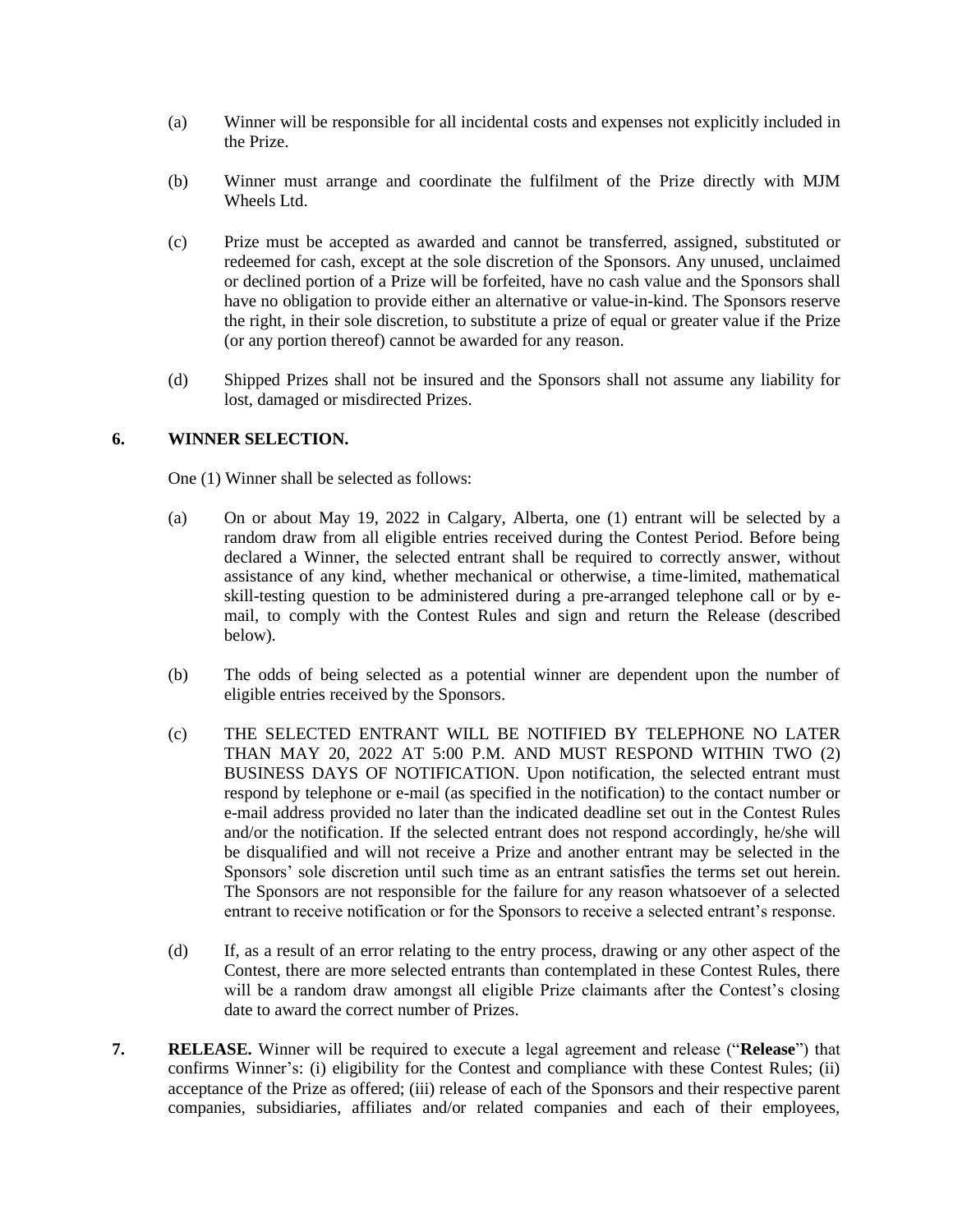(a) Winner will be responsible for all incidental costs and expenses not explicitly included in the Prize.

(b) Winner must arrange and coordinate the fulfilment of the Prize directly with MJM Wheels Ltd.

(c) Prize must be accepted as awarded and cannot be transferred, assigned, substituted or redeemed for cash, except at the sole discretion of the Sponsors. Any unused, unclaimed or declined portion of a Prize will be forfeited, have no cash value and the Sponsors shall have no obligation to provide either an alternative or value-in-kind. The Sponsors reserve the right, in their sole discretion, to substitute a prize of equal or greater value if the Prize (or any portion thereof) cannot be awarded for any reason.

(d) Shipped Prizes shall not be insured and the Sponsors shall not assume any liability for lost, damaged or misdirected Prizes.

**6. WINNER SELECTION.**

One (1) Winner shall be selected as follows:

(a) On or about May 19, 2022 in Calgary, Alberta, one (1) entrant will be selected by a random draw from all eligible entries received during the Contest Period. Before being declared a Winner, the selected entrant shall be required to correctly answer, without assistance of any kind, whether mechanical or otherwise, a time-limited, mathematical skill-testing question to be administered during a pre-arranged telephone call or by e-mail, to comply with the Contest Rules and sign and return the Release (described below).

(b) The odds of being selected as a potential winner are dependent upon the number of eligible entries received by the Sponsors.

(c) THE SELECTED ENTRANT WILL BE NOTIFIED BY TELEPHONE NO LATER THAN MAY 20, 2022 AT 5:00 P.M. AND MUST RESPOND WITHIN TWO (2) BUSINESS DAYS OF NOTIFICATION. Upon notification, the selected entrant must respond by telephone or e-mail (as specified in the notification) to the contact number or e-mail address provided no later than the indicated deadline set out in the Contest Rules and/or the notification. If the selected entrant does not respond accordingly, he/she will be disqualified and will not receive a Prize and another entrant may be selected in the Sponsors' sole discretion until such time as an entrant satisfies the terms set out herein. The Sponsors are not responsible for the failure for any reason whatsoever of a selected entrant to receive notification or for the Sponsors to receive a selected entrant's response.

(d) If, as a result of an error relating to the entry process, drawing or any other aspect of the Contest, there are more selected entrants than contemplated in these Contest Rules, there will be a random draw amongst all eligible Prize claimants after the Contest's closing date to award the correct number of Prizes.

**7. RELEASE.** Winner will be required to execute a legal agreement and release ("**Release**") that confirms Winner's: (i) eligibility for the Contest and compliance with these Contest Rules; (ii) acceptance of the Prize as offered; (iii) release of each of the Sponsors and their respective parent companies, subsidiaries, affiliates and/or related companies and each of their employees,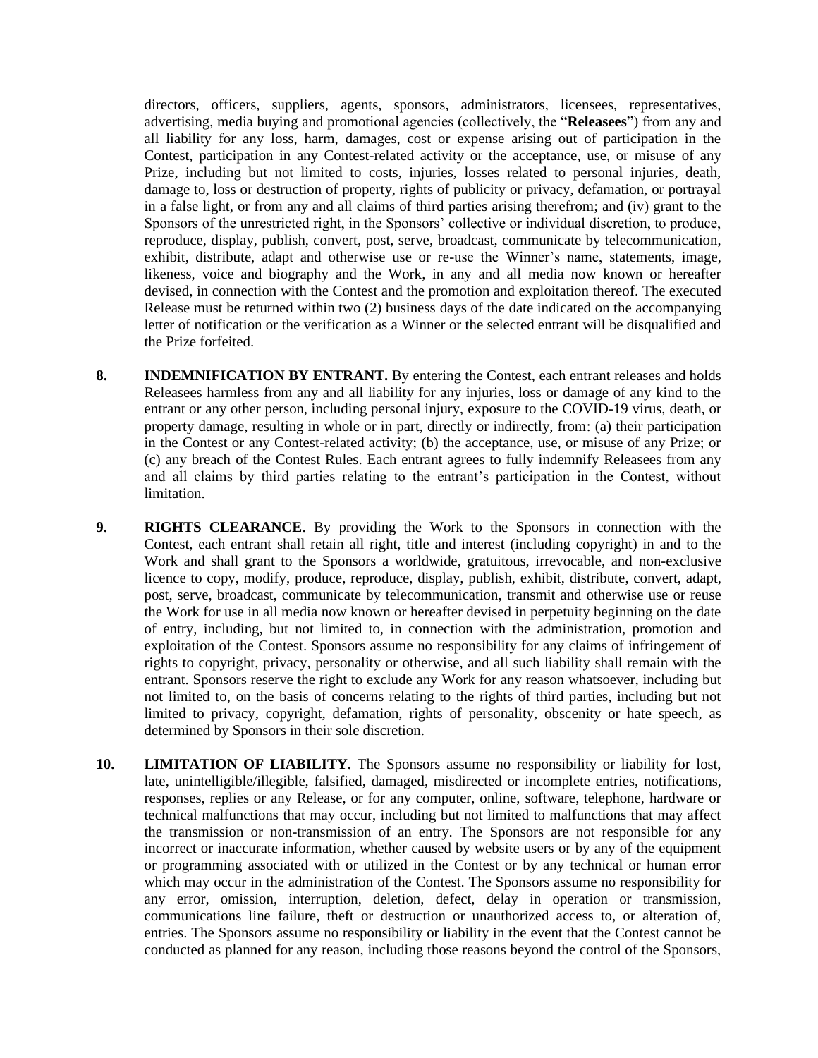directors, officers, suppliers, agents, sponsors, administrators, licensees, representatives, advertising, media buying and promotional agencies (collectively, the "**Releasees**") from any and all liability for any loss, harm, damages, cost or expense arising out of participation in the Contest, participation in any Contest-related activity or the acceptance, use, or misuse of any Prize, including but not limited to costs, injuries, losses related to personal injuries, death, damage to, loss or destruction of property, rights of publicity or privacy, defamation, or portrayal in a false light, or from any and all claims of third parties arising therefrom; and (iv) grant to the Sponsors of the unrestricted right, in the Sponsors' collective or individual discretion, to produce, reproduce, display, publish, convert, post, serve, broadcast, communicate by telecommunication, exhibit, distribute, adapt and otherwise use or re-use the Winner's name, statements, image, likeness, voice and biography and the Work, in any and all media now known or hereafter devised, in connection with the Contest and the promotion and exploitation thereof. The executed Release must be returned within two (2) business days of the date indicated on the accompanying letter of notification or the verification as a Winner or the selected entrant will be disqualified and the Prize forfeited.

**8.** **INDEMNIFICATION BY ENTRANT.** By entering the Contest, each entrant releases and holds Releasees harmless from any and all liability for any injuries, loss or damage of any kind to the entrant or any other person, including personal injury, exposure to the COVID-19 virus, death, or property damage, resulting in whole or in part, directly or indirectly, from: (a) their participation in the Contest or any Contest-related activity; (b) the acceptance, use, or misuse of any Prize; or (c) any breach of the Contest Rules. Each entrant agrees to fully indemnify Releasees from any and all claims by third parties relating to the entrant's participation in the Contest, without limitation.

**9.** **RIGHTS CLEARANCE**. By providing the Work to the Sponsors in connection with the Contest, each entrant shall retain all right, title and interest (including copyright) in and to the Work and shall grant to the Sponsors a worldwide, gratuitous, irrevocable, and non-exclusive licence to copy, modify, produce, reproduce, display, publish, exhibit, distribute, convert, adapt, post, serve, broadcast, communicate by telecommunication, transmit and otherwise use or reuse the Work for use in all media now known or hereafter devised in perpetuity beginning on the date of entry, including, but not limited to, in connection with the administration, promotion and exploitation of the Contest. Sponsors assume no responsibility for any claims of infringement of rights to copyright, privacy, personality or otherwise, and all such liability shall remain with the entrant. Sponsors reserve the right to exclude any Work for any reason whatsoever, including but not limited to, on the basis of concerns relating to the rights of third parties, including but not limited to privacy, copyright, defamation, rights of personality, obscenity or hate speech, as determined by Sponsors in their sole discretion.

**10.** **LIMITATION OF LIABILITY.** The Sponsors assume no responsibility or liability for lost, late, unintelligible/illegible, falsified, damaged, misdirected or incomplete entries, notifications, responses, replies or any Release, or for any computer, online, software, telephone, hardware or technical malfunctions that may occur, including but not limited to malfunctions that may affect the transmission or non-transmission of an entry. The Sponsors are not responsible for any incorrect or inaccurate information, whether caused by website users or by any of the equipment or programming associated with or utilized in the Contest or by any technical or human error which may occur in the administration of the Contest. The Sponsors assume no responsibility for any error, omission, interruption, deletion, defect, delay in operation or transmission, communications line failure, theft or destruction or unauthorized access to, or alteration of, entries. The Sponsors assume no responsibility or liability in the event that the Contest cannot be conducted as planned for any reason, including those reasons beyond the control of the Sponsors,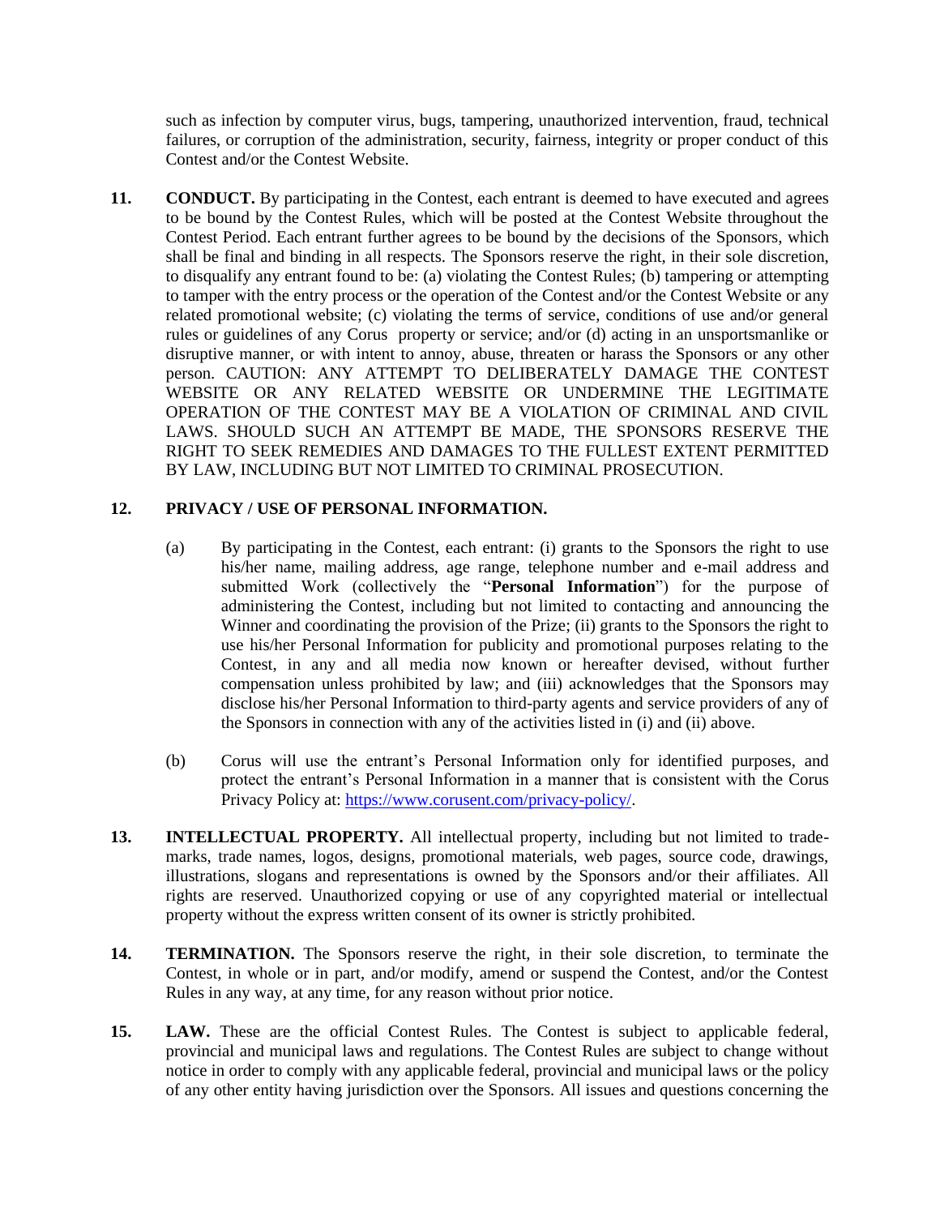such as infection by computer virus, bugs, tampering, unauthorized intervention, fraud, technical failures, or corruption of the administration, security, fairness, integrity or proper conduct of this Contest and/or the Contest Website.

**11. CONDUCT.** By participating in the Contest, each entrant is deemed to have executed and agrees to be bound by the Contest Rules, which will be posted at the Contest Website throughout the Contest Period. Each entrant further agrees to be bound by the decisions of the Sponsors, which shall be final and binding in all respects. The Sponsors reserve the right, in their sole discretion, to disqualify any entrant found to be: (a) violating the Contest Rules; (b) tampering or attempting to tamper with the entry process or the operation of the Contest and/or the Contest Website or any related promotional website; (c) violating the terms of service, conditions of use and/or general rules or guidelines of any Corus property or service; and/or (d) acting in an unsportsmanlike or disruptive manner, or with intent to annoy, abuse, threaten or harass the Sponsors or any other person. CAUTION: ANY ATTEMPT TO DELIBERATELY DAMAGE THE CONTEST WEBSITE OR ANY RELATED WEBSITE OR UNDERMINE THE LEGITIMATE OPERATION OF THE CONTEST MAY BE A VIOLATION OF CRIMINAL AND CIVIL LAWS. SHOULD SUCH AN ATTEMPT BE MADE, THE SPONSORS RESERVE THE RIGHT TO SEEK REMEDIES AND DAMAGES TO THE FULLEST EXTENT PERMITTED BY LAW, INCLUDING BUT NOT LIMITED TO CRIMINAL PROSECUTION.

**12. PRIVACY / USE OF PERSONAL INFORMATION.**

(a) By participating in the Contest, each entrant: (i) grants to the Sponsors the right to use his/her name, mailing address, age range, telephone number and e-mail address and submitted Work (collectively the "**Personal Information**") for the purpose of administering the Contest, including but not limited to contacting and announcing the Winner and coordinating the provision of the Prize; (ii) grants to the Sponsors the right to use his/her Personal Information for publicity and promotional purposes relating to the Contest, in any and all media now known or hereafter devised, without further compensation unless prohibited by law; and (iii) acknowledges that the Sponsors may disclose his/her Personal Information to third-party agents and service providers of any of the Sponsors in connection with any of the activities listed in (i) and (ii) above.

(b) Corus will use the entrant's Personal Information only for identified purposes, and protect the entrant's Personal Information in a manner that is consistent with the Corus Privacy Policy at: https://www.corusent.com/privacy-policy/.

**13. INTELLECTUAL PROPERTY.** All intellectual property, including but not limited to trade-marks, trade names, logos, designs, promotional materials, web pages, source code, drawings, illustrations, slogans and representations is owned by the Sponsors and/or their affiliates. All rights are reserved. Unauthorized copying or use of any copyrighted material or intellectual property without the express written consent of its owner is strictly prohibited.

**14. TERMINATION.** The Sponsors reserve the right, in their sole discretion, to terminate the Contest, in whole or in part, and/or modify, amend or suspend the Contest, and/or the Contest Rules in any way, at any time, for any reason without prior notice.

**15. LAW.** These are the official Contest Rules. The Contest is subject to applicable federal, provincial and municipal laws and regulations. The Contest Rules are subject to change without notice in order to comply with any applicable federal, provincial and municipal laws or the policy of any other entity having jurisdiction over the Sponsors. All issues and questions concerning the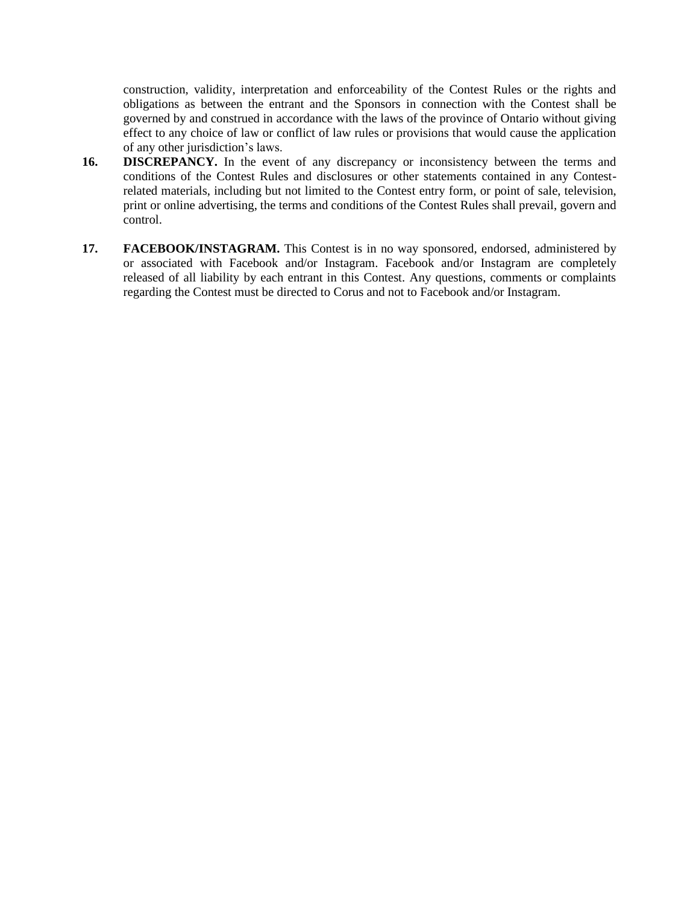construction, validity, interpretation and enforceability of the Contest Rules or the rights and obligations as between the entrant and the Sponsors in connection with the Contest shall be governed by and construed in accordance with the laws of the province of Ontario without giving effect to any choice of law or conflict of law rules or provisions that would cause the application of any other jurisdiction's laws.

16. **DISCREPANCY.** In the event of any discrepancy or inconsistency between the terms and conditions of the Contest Rules and disclosures or other statements contained in any Contest-related materials, including but not limited to the Contest entry form, or point of sale, television, print or online advertising, the terms and conditions of the Contest Rules shall prevail, govern and control.

17. **FACEBOOK/INSTAGRAM.** This Contest is in no way sponsored, endorsed, administered by or associated with Facebook and/or Instagram. Facebook and/or Instagram are completely released of all liability by each entrant in this Contest. Any questions, comments or complaints regarding the Contest must be directed to Corus and not to Facebook and/or Instagram.